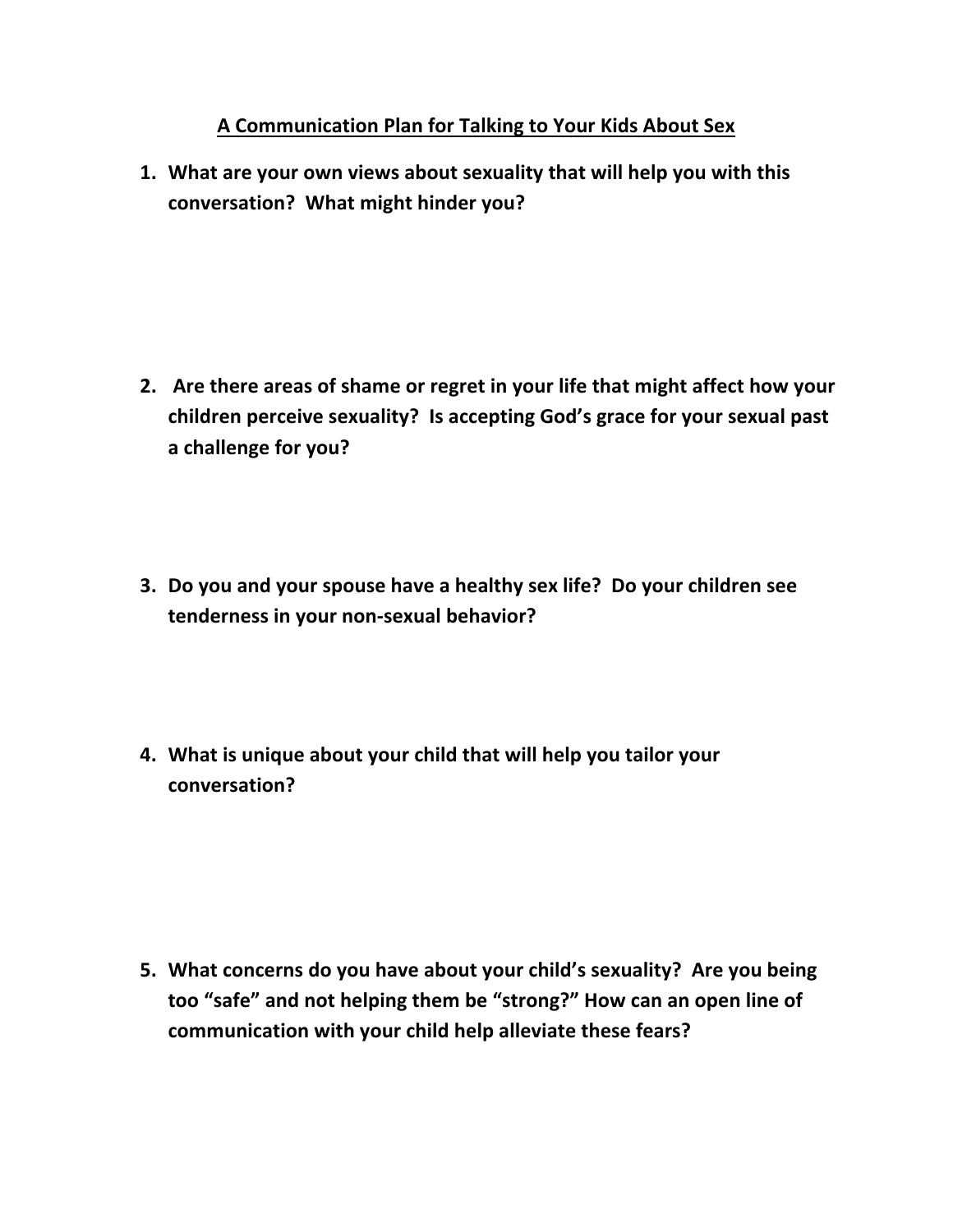## A Communication Plan for Talking to Your Kids About Sex

1. **What are your own views about sexuality that will help you with this conversation? What might hinder you?**

2. **Are there areas of shame or regret in your life that might affect how your children perceive sexuality? Is accepting God's grace for your sexual past a challenge for you?**

3. **Do you and your spouse have a healthy sex life? Do your children see tenderness in your non-sexual behavior?**

4. **What is unique about your child that will help you tailor your conversation?**

5. **What concerns do you have about your child's sexuality? Are you being too "safe" and not helping them be "strong?" How can an open line of communication with your child help alleviate these fears?**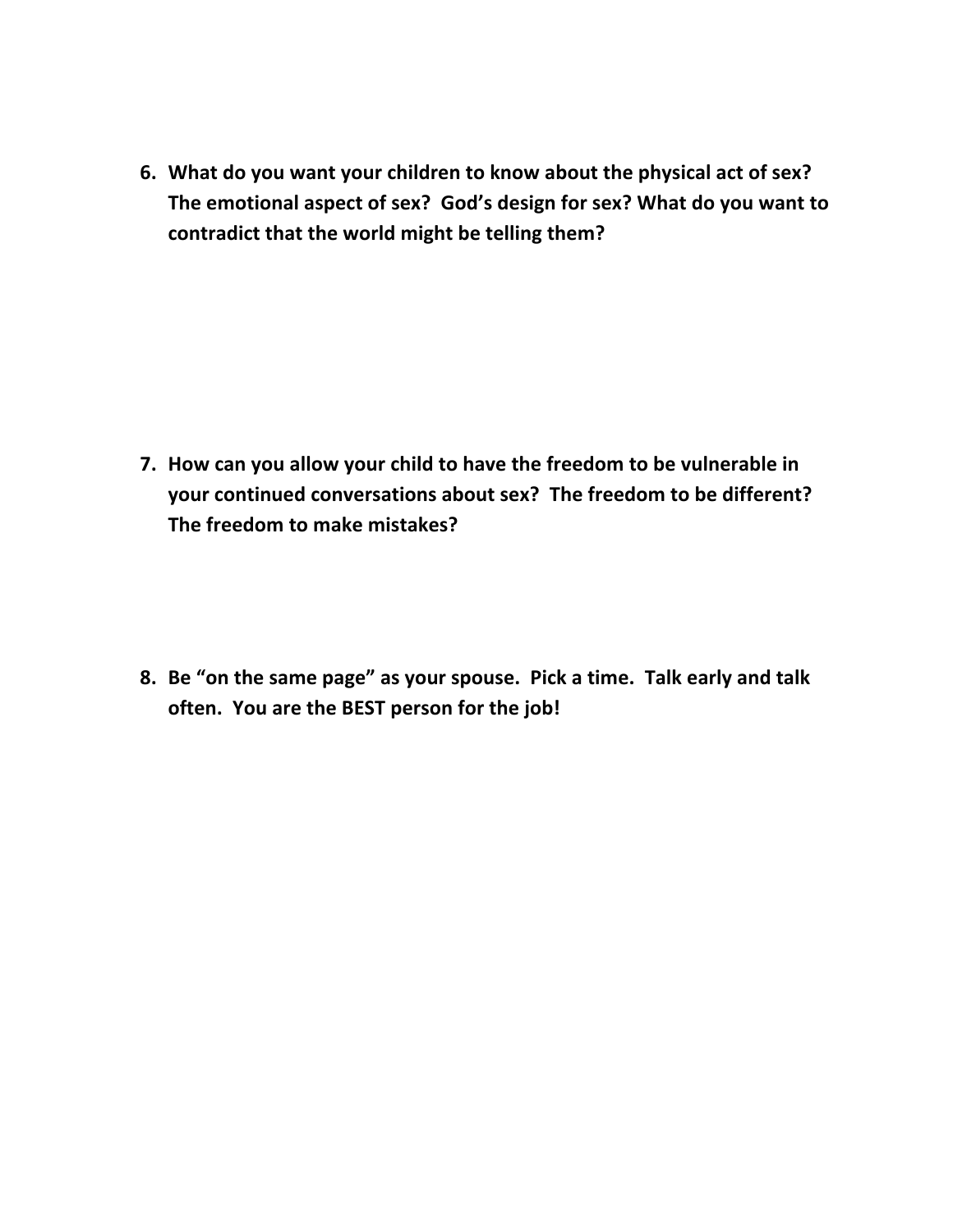6. **What do you want your children to know about the physical act of sex? The emotional aspect of sex? God's design for sex? What do you want to contradict that the world might be telling them?**

7. **How can you allow your child to have the freedom to be vulnerable in your continued conversations about sex? The freedom to be different? The freedom to make mistakes?**

8. **Be "on the same page" as your spouse. Pick a time. Talk early and talk often. You are the BEST person for the job!**